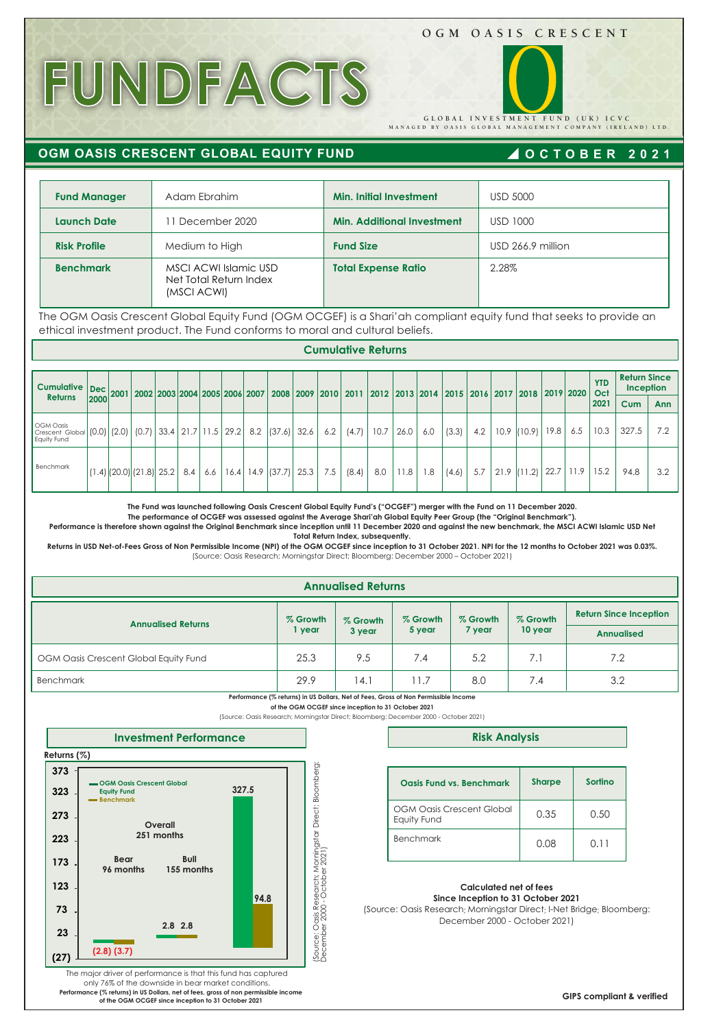OGM OASIS CRESCENT

# FUNDFACTS

GLOBAL INVESTMENT FUND (UK) ICVC
MANAGED BY OASIS GLOBAL MANAGEMENT COMPANY (IRELAND) LTD.

## OGM OASIS CRESCENT GLOBAL EQUITY FUND

**OCTOBER 2021**

| **Fund Manager** | Adam Ebrahim | **Min. Initial Investment** | USD 5000 |
|---|---|---|---|
| **Launch Date** | 11 December 2020 | **Min. Additional Investment** | USD 1000 |
| **Risk Profile** | Medium to High | **Fund Size** | USD 266.9 million |
| **Benchmark** | MSCI ACWI Islamic USD Net Total Return Index (MSCI ACWI) | **Total Expense Ratio** | 2.28% |

The OGM Oasis Crescent Global Equity Fund (OGM OCGEF) is a Shari'ah compliant equity fund that seeks to provide an ethical investment product. The Fund conforms to moral and cultural beliefs.

### Cumulative Returns

| Cumulative Returns | Dec 2000 | 2001 | 2002 | 2003 | 2004 | 2005 | 2006 | 2007 | 2008 | 2009 | 2010 | 2011 | 2012 | 2013 | 2014 | 2015 | 2016 | 2017 | 2018 | 2019 | 2020 | YTD Oct 2021 | Return Since Inception | |
|---|---|---|---|---|---|---|---|---|---|---|---|---|---|---|---|---|---|---|---|---|---|---|---|---|
| | | | | | | | | | | | | | | | | | | | | | | | Cum | Ann |
| OGM Oasis Crescent Global Equity Fund | (0.0) | (2.0) | (0.7) | 33.4 | 21.7 | 11.5 | 29.2 | 8.2 | (37.6) | 32.6 | 6.2 | (4.7) | 10.7 | 26.0 | 6.0 | (3.3) | 4.2 | 10.9 | (10.9) | 19.8 | 6.5 | 10.3 | 327.5 | 7.2 |
| Benchmark | (1.4) | (20.0) | (21.8) | 25.2 | 8.4 | 6.6 | 16.4 | 14.9 | (37.7) | 25.3 | 7.5 | (8.4) | 8.0 | 11.8 | 1.8 | (4.6) | 5.7 | 21.9 | (11.2) | 22.7 | 11.9 | 15.2 | 94.8 | 3.2 |

**The Fund was launched following Oasis Crescent Global Equity Fund's ("OCGEF") merger with the Fund on 11 December 2020.**
**The performance of OCGEF was assessed against the Average Shari'ah Global Equity Peer Group (the "Original Benchmark").**
**Performance is therefore shown against the Original Benchmark since inception until 11 December 2020 and against the new benchmark, the MSCI ACWI Islamic USD Net Total Return Index, subsequently.**
**Returns in USD Net-of-Fees Gross of Non Permissible Income (NPI) of the OGM OCGEF since inception to 31 October 2021. NPI for the 12 months to October 2021 was 0.03%.**
(Source: Oasis Research; Morningstar Direct; Bloomberg: December 2000 – October 2021)

### Annualised Returns

| Annualised Returns | % Growth 1 year | % Growth 3 year | % Growth 5 year | % Growth 7 year | % Growth 10 year | Return Since Inception Annualised |
|---|---|---|---|---|---|---|
| OGM Oasis Crescent Global Equity Fund | 25.3 | 9.5 | 7.4 | 5.2 | 7.1 | 7.2 |
| Benchmark | 29.9 | 14.1 | 11.7 | 8.0 | 7.4 | 3.2 |

**Performance (% returns) in US Dollars, Net of Fees, Gross of Non Permissible Income of the OGM OCGEF since inception to 31 October 2021**
(Source: Oasis Research; Morningstar Direct; Bloomberg: December 2000 - October 2021)

### Investment Performance

Returns (%)

| | OGM Oasis Crescent Global Equity Fund | Benchmark |
|---|---|---|
| Bear 96 months | (2.8) | (3.7) |
| Bull 155 months | 2.8 | 2.8 |
| Overall 251 months | 327.5 | 94.8 |

(Source: Oasis Research; Morningstar Direct; Bloomberg: December 2000 - October 2021)

The major driver of performance is that this fund has captured only 76% of the downside in bear market conditions.

**Performance (% returns) in US Dollars, net of fees, gross of non permissible income of the OGM OCGEF since inception to 31 October 2021**

### Risk Analysis

| Oasis Fund vs. Benchmark | Sharpe | Sortino |
|---|---|---|
| OGM Oasis Crescent Global Equity Fund | 0.35 | 0.50 |
| Benchmark | 0.08 | 0.11 |

**Calculated net of fees**
**Since Inception to 31 October 2021**
(Source: Oasis Research; Morningstar Direct; I-Net Bridge; Bloomberg: December 2000 - October 2021)

**GIPS compliant & verified**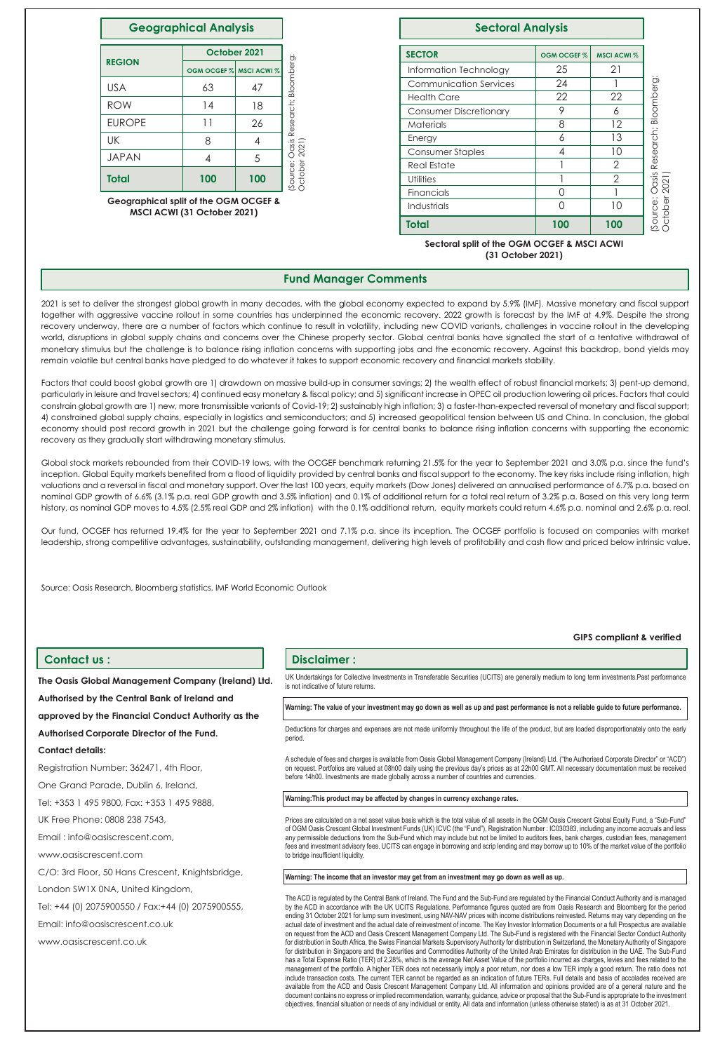## Geographical Analysis

| REGION | October 2021 | |
|---|---|---|
| | OGM OCGEF % | MSCI ACWI % |
| USA | 63 | 47 |
| ROW | 14 | 18 |
| EUROPE | 11 | 26 |
| UK | 8 | 4 |
| JAPAN | 4 | 5 |
| **Total** | **100** | **100** |

(Source: Oasis Research; Bloomberg: October 2021)

**Geographical split of the OGM OCGEF & MSCI ACWI (31 October 2021)**

## Sectoral Analysis

| SECTOR | OGM OCGEF % | MSCI ACWI % |
|---|---|---|
| Information Technology | 25 | 21 |
| Communication Services | 24 | 1 |
| Health Care | 22 | 22 |
| Consumer Discretionary | 9 | 6 |
| Materials | 8 | 12 |
| Energy | 6 | 13 |
| Consumer Staples | 4 | 10 |
| Real Estate | 1 | 2 |
| Utilities | 1 | 2 |
| Financials | 0 | 1 |
| Industrials | 0 | 10 |
| **Total** | **100** | **100** |

(Source: Oasis Research; Bloomberg: October 2021)

**Sectoral split of the OGM OCGEF & MSCI ACWI (31 October 2021)**

## Fund Manager Comments

2021 is set to deliver the strongest global growth in many decades, with the global economy expected to expand by 5.9% (IMF). Massive monetary and fiscal support together with aggressive vaccine rollout in some countries has underpinned the economic recovery. 2022 growth is forecast by the IMF at 4.9%. Despite the strong recovery underway, there are a number of factors which continue to result in volatility, including new COVID variants, challenges in vaccine rollout in the developing world, disruptions in global supply chains and concerns over the Chinese property sector. Global central banks have signalled the start of a tentative withdrawal of monetary stimulus but the challenge is to balance rising inflation concerns with supporting jobs and the economic recovery. Against this backdrop, bond yields may remain volatile but central banks have pledged to do whatever it takes to support economic recovery and financial markets stability.

Factors that could boost global growth are 1) drawdown on massive build-up in consumer savings; 2) the wealth effect of robust financial markets; 3) pent-up demand, particularly in leisure and travel sectors; 4) continued easy monetary & fiscal policy; and 5) significant increase in OPEC oil production lowering oil prices. Factors that could constrain global growth are 1) new, more transmissible variants of Covid-19; 2) sustainably high inflation; 3) a faster-than-expected reversal of monetary and fiscal support; 4) constrained global supply chains, especially in logistics and semiconductors; and 5) increased geopolitical tension between US and China. In conclusion, the global economy should post record growth in 2021 but the challenge going forward is for central banks to balance rising inflation concerns with supporting the economic recovery as they gradually start withdrawing monetary stimulus.

Global stock markets rebounded from their COVID-19 lows, with the OCGEF benchmark returning 21.5% for the year to September 2021 and 3.0% p.a. since the fund's inception. Global Equity markets benefited from a flood of liquidity provided by central banks and fiscal support to the economy. The key risks include rising inflation, high valuations and a reversal in fiscal and monetary support. Over the last 100 years, equity markets (Dow Jones) delivered an annualised performance of 6.7% p.a. based on nominal GDP growth of 6.6% (3.1% p.a. real GDP growth and 3.5% inflation) and 0.1% of additional return for a total real return of 3.2% p.a. Based on this very long term history, as nominal GDP moves to 4.5% (2.5% real GDP and 2% inflation) with the 0.1% additional return, equity markets could return 4.6% p.a. nominal and 2.6% p.a. real.

Our fund, OCGEF has returned 19.4% for the year to September 2021 and 7.1% p.a. since its inception. The OCGEF portfolio is focused on companies with market leadership, strong competitive advantages, sustainability, outstanding management, delivering high levels of profitability and cash flow and priced below intrinsic value.

Source: Oasis Research, Bloomberg statistics, IMF World Economic Outlook

**GIPS compliant & verified**

## Contact us :

**The Oasis Global Management Company (Ireland) Ltd. Authorised by the Central Bank of Ireland and approved by the Financial Conduct Authority as the Authorised Corporate Director of the Fund.**

**Contact details:**

Registration Number: 362471, 4th Floor,

One Grand Parade, Dublin 6, Ireland,

Tel: +353 1 495 9800, Fax: +353 1 495 9888,

UK Free Phone: 0808 238 7543,

Email : info@oasiscrescent.com,

www.oasiscrescent.com

C/O: 3rd Floor, 50 Hans Crescent, Knightsbridge,

London SW1X 0NA, United Kingdom,

Tel: +44 (0) 2075900550 / Fax:+44 (0) 2075900555,

Email: info@oasiscrescent.co.uk

www.oasiscrescent.co.uk

## Disclaimer :

UK Undertakings for Collective Investments in Transferable Securities (UCITS) are generally medium to long term investments.Past performance is not indicative of future returns.

**Warning: The value of your investment may go down as well as up and past performance is not a reliable guide to future performance.**

Deductions for charges and expenses are not made uniformly throughout the life of the product, but are loaded disproportionately onto the early period.

A schedule of fees and charges is available from Oasis Global Management Company (Ireland) Ltd. ("the Authorised Corporate Director" or "ACD") on request. Portfolios are valued at 08h00 daily using the previous day's prices as at 22h00 GMT. All necessary documentation must be received before 14h00. Investments are made globally across a number of countries and currencies.

**Warning:This product may be affected by changes in currency exchange rates.**

Prices are calculated on a net asset value basis which is the total value of all assets in the OGM Oasis Crescent Global Equity Fund, a "Sub-Fund" of OGM Oasis Crescent Global Investment Funds (UK) ICVC (the "Fund"), Registration Number : IC030383, including any income accruals and less any permissible deductions from the Sub-Fund which may include but not be limited to auditors fees, bank charges, custodian fees, management fees and investment advisory fees. UCITS can engage in borrowing and scrip lending and may borrow up to 10% of the market value of the portfolio to bridge insufficient liquidity.

**Warning: The income that an investor may get from an investment may go down as well as up.**

The ACD is regulated by the Central Bank of Ireland. The Fund and the Sub-Fund are regulated by the Financial Conduct Authority and is managed by the ACD in accordance with the UK UCITS Regulations. Performance figures quoted are from Oasis Research and Bloomberg for the period ending 31 October 2021 for lump sum investment, using NAV-NAV prices with income distributions reinvested. Returns may vary depending on the actual date of investment and the actual date of reinvestment of income. The Key Investor Information Documents or a full Prospectus are available on request from the ACD and Oasis Crescent Management Company Ltd. The Sub-Fund is registered with the Financial Sector Conduct Authority for distribution in South Africa, the Swiss Financial Markets Supervisory Authority for distribution in Switzerland, the Monetary Authority of Singapore for distribution in Singapore and the Securities and Commodities Authority of the United Arab Emirates for distribution in the UAE. The Sub-Fund has a Total Expense Ratio (TER) of 2.28%, which is the average Net Asset Value of the portfolio incurred as charges, levies and fees related to the management of the portfolio. A higher TER does not necessarily imply a poor return, nor does a low TER imply a good return. The ratio does not include transaction costs. The current TER cannot be regarded as an indication of future TERs. Full details and basis of accolades received are available from the ACD and Oasis Crescent Management Company Ltd. All information and opinions provided are of a general nature and the document contains no express or implied recommendation, warranty, guidance, advice or proposal that the Sub-Fund is appropriate to the investment objectives, financial situation or needs of any individual or entity. All data and information (unless otherwise stated) is as at 31 October 2021.